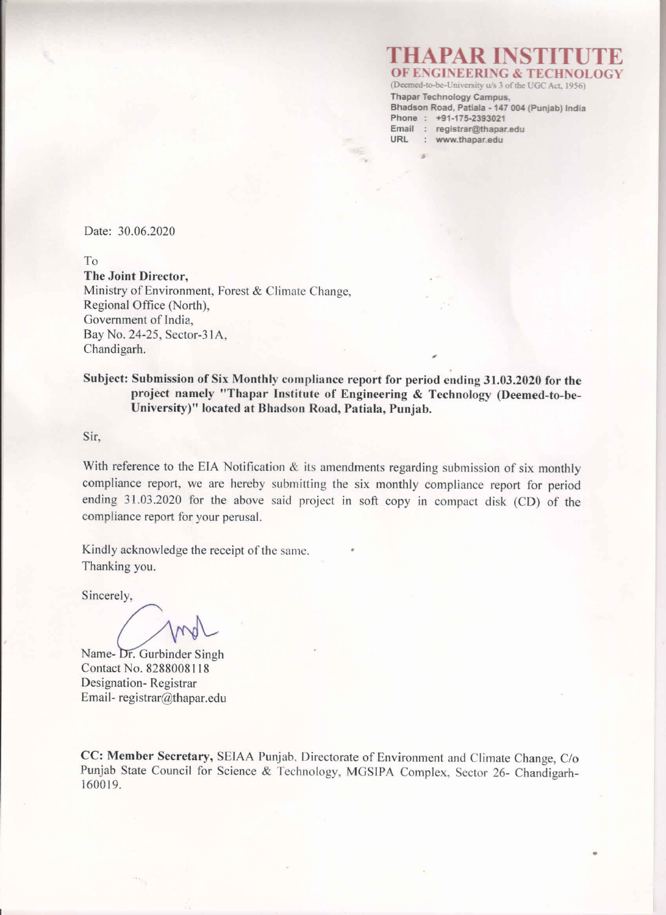# THAPAR INSTITUTE
## OF ENGINEERING & TECHNOLOGY

(Deemed-to-be-University u/s 3 of the UGC Act, 1956)
Thapar Technology Campus,
Bhadson Road, Patiala - 147 004 (Punjab) India
Phone : +91-175-2393021
Email : registrar@thapar.edu
URL : www.thapar.edu

Date: 30.06.2020

To
**The Joint Director,**
Ministry of Environment, Forest & Climate Change,
Regional Office (North),
Government of India,
Bay No. 24-25, Sector-31A,
Chandigarh.

**Subject: Submission of Six Monthly compliance report for period ending 31.03.2020 for the project namely "Thapar Institute of Engineering & Technology (Deemed-to-be-University)" located at Bhadson Road, Patiala, Punjab.**

Sir,

With reference to the EIA Notification & its amendments regarding submission of six monthly compliance report, we are hereby submitting the six monthly compliance report for period ending 31.03.2020 for the above said project in soft copy in compact disk (CD) of the compliance report for your perusal.

Kindly acknowledge the receipt of the same.
Thanking you.

Sincerely,

Name- Dr. Gurbinder Singh
Contact No. 8288008118
Designation- Registrar
Email- registrar@thapar.edu

**CC: Member Secretary,** SEIAA Punjab, Directorate of Environment and Climate Change, C/o Punjab State Council for Science & Technology, MGSIPA Complex, Sector 26- Chandigarh-160019.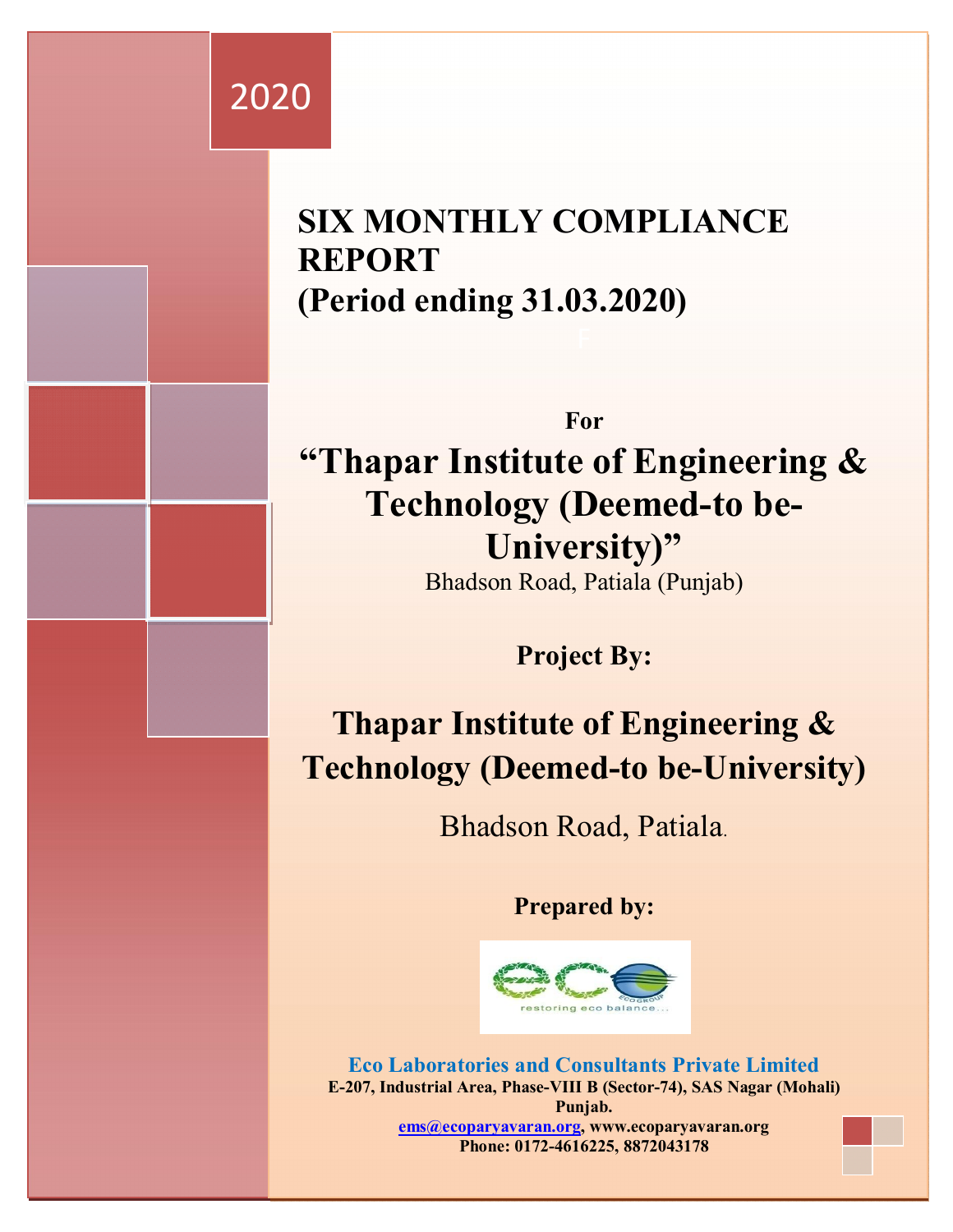2020

# SIX MONTHLY COMPLIANCE REPORT
# (Period ending 31.03.2020)

**For**

## "Thapar Institute of Engineering & Technology (Deemed-to be-University)"

Bhadson Road, Patiala (Punjab)

**Project By:**

## Thapar Institute of Engineering & Technology (Deemed-to be-University)

Bhadson Road, Patiala.

**Prepared by:**

**Eco Laboratories and Consultants Private Limited**

**E-207, Industrial Area, Phase-VIII B (Sector-74), SAS Nagar (Mohali) Punjab.**

**ems@ecoparyavaran.org, www.ecoparyavaran.org**

**Phone: 0172-4616225, 8872043178**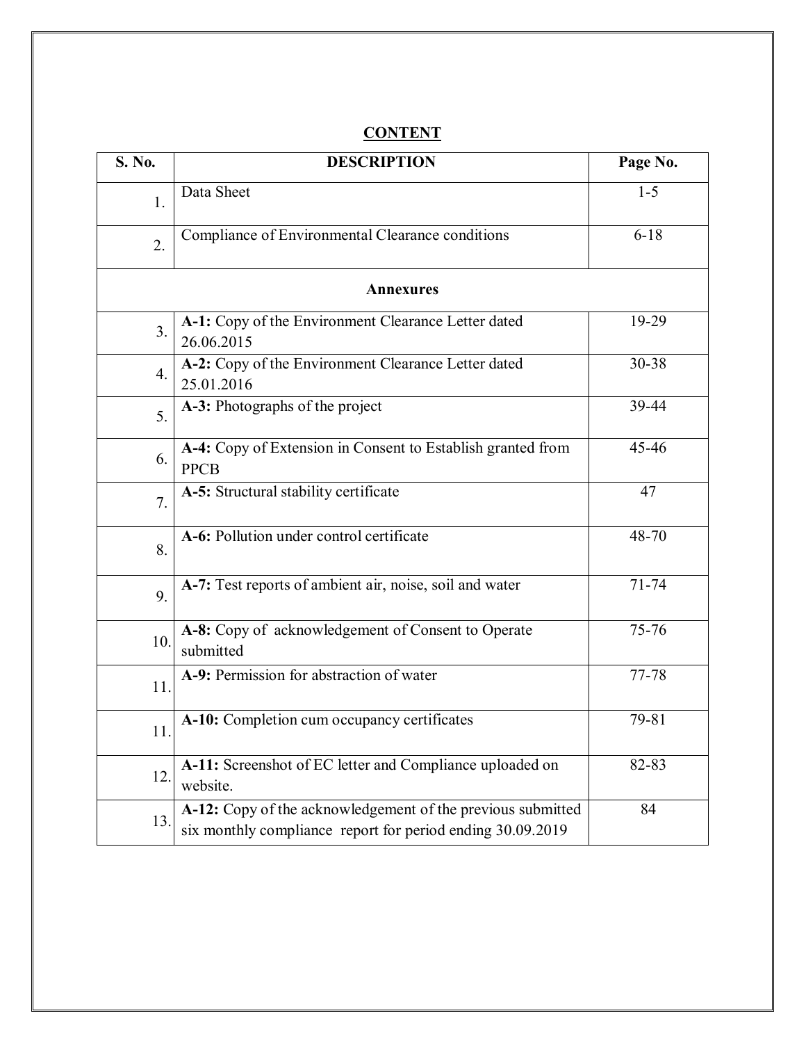## CONTENT

| S. No. | DESCRIPTION | Page No. |
|---|---|---|
| 1. | Data Sheet | 1-5 |
| 2. | Compliance of Environmental Clearance conditions | 6-18 |
| | **Annexures** | |
| 3. | **A-1:** Copy of the Environment Clearance Letter dated 26.06.2015 | 19-29 |
| 4. | **A-2:** Copy of the Environment Clearance Letter dated 25.01.2016 | 30-38 |
| 5. | **A-3:** Photographs of the project | 39-44 |
| 6. | **A-4:** Copy of Extension in Consent to Establish granted from PPCB | 45-46 |
| 7. | **A-5:** Structural stability certificate | 47 |
| 8. | **A-6:** Pollution under control certificate | 48-70 |
| 9. | **A-7:** Test reports of ambient air, noise, soil and water | 71-74 |
| 10. | **A-8:** Copy of acknowledgement of Consent to Operate submitted | 75-76 |
| 11. | **A-9:** Permission for abstraction of water | 77-78 |
| 11. | **A-10:** Completion cum occupancy certificates | 79-81 |
| 12. | **A-11:** Screenshot of EC letter and Compliance uploaded on website. | 82-83 |
| 13. | **A-12:** Copy of the acknowledgement of the previous submitted six monthly compliance report for period ending 30.09.2019 | 84 |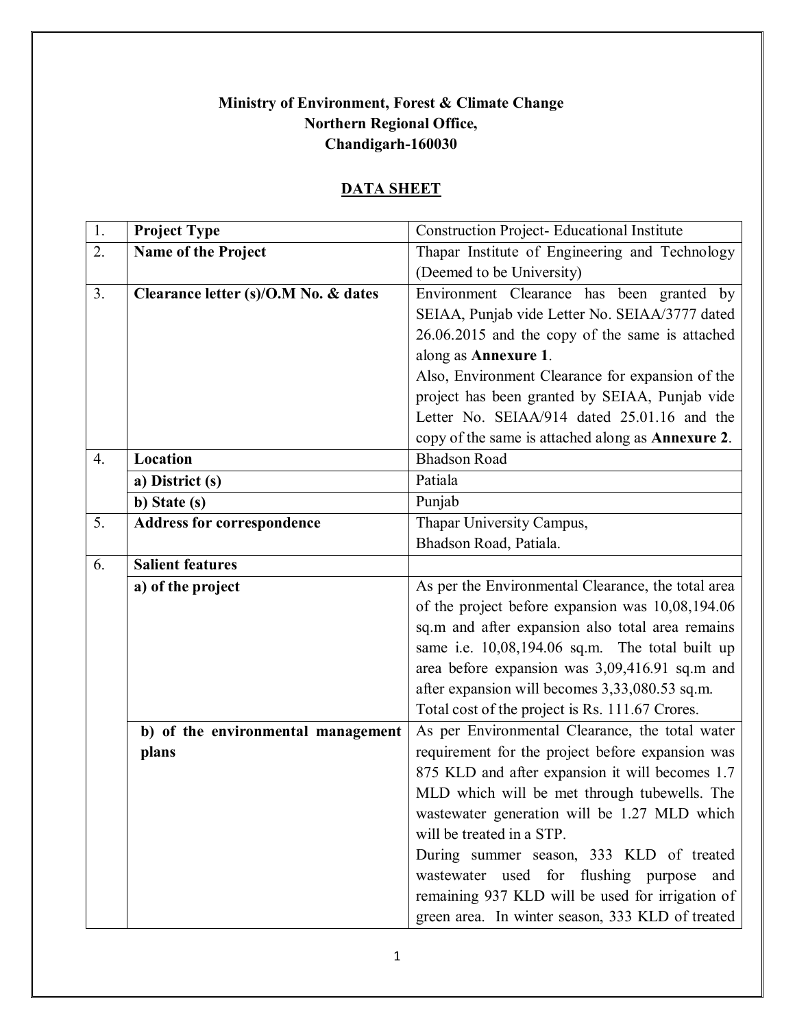**Ministry of Environment, Forest & Climate Change**
**Northern Regional Office,**
**Chandigarh-160030**

**DATA SHEET**

| 1. | **Project Type** | Construction Project- Educational Institute |
|---|---|---|
| 2. | **Name of the Project** | Thapar Institute of Engineering and Technology (Deemed to be University) |
| 3. | **Clearance letter (s)/O.M No. & dates** | Environment Clearance has been granted by SEIAA, Punjab vide Letter No. SEIAA/3777 dated 26.06.2015 and the copy of the same is attached along as **Annexure 1**.<br>Also, Environment Clearance for expansion of the project has been granted by SEIAA, Punjab vide Letter No. SEIAA/914 dated 25.01.16 and the copy of the same is attached along as **Annexure 2**. |
| 4. | **Location** | Bhadson Road |
| | **a) District (s)** | Patiala |
| | **b) State (s)** | Punjab |
| 5. | **Address for correspondence** | Thapar University Campus,<br>Bhadson Road, Patiala. |
| 6. | **Salient features** | |
| | **a) of the project** | As per the Environmental Clearance, the total area of the project before expansion was 10,08,194.06 sq.m and after expansion also total area remains same i.e. 10,08,194.06 sq.m. The total built up area before expansion was 3,09,416.91 sq.m and after expansion will becomes 3,33,080.53 sq.m.<br>Total cost of the project is Rs. 111.67 Crores. |
| | **b) of the environmental management plans** | As per Environmental Clearance, the total water requirement for the project before expansion was 875 KLD and after expansion it will becomes 1.7 MLD which will be met through tubewells. The wastewater generation will be 1.27 MLD which will be treated in a STP.<br>During summer season, 333 KLD of treated wastewater used for flushing purpose and remaining 937 KLD will be used for irrigation of green area. In winter season, 333 KLD of treated |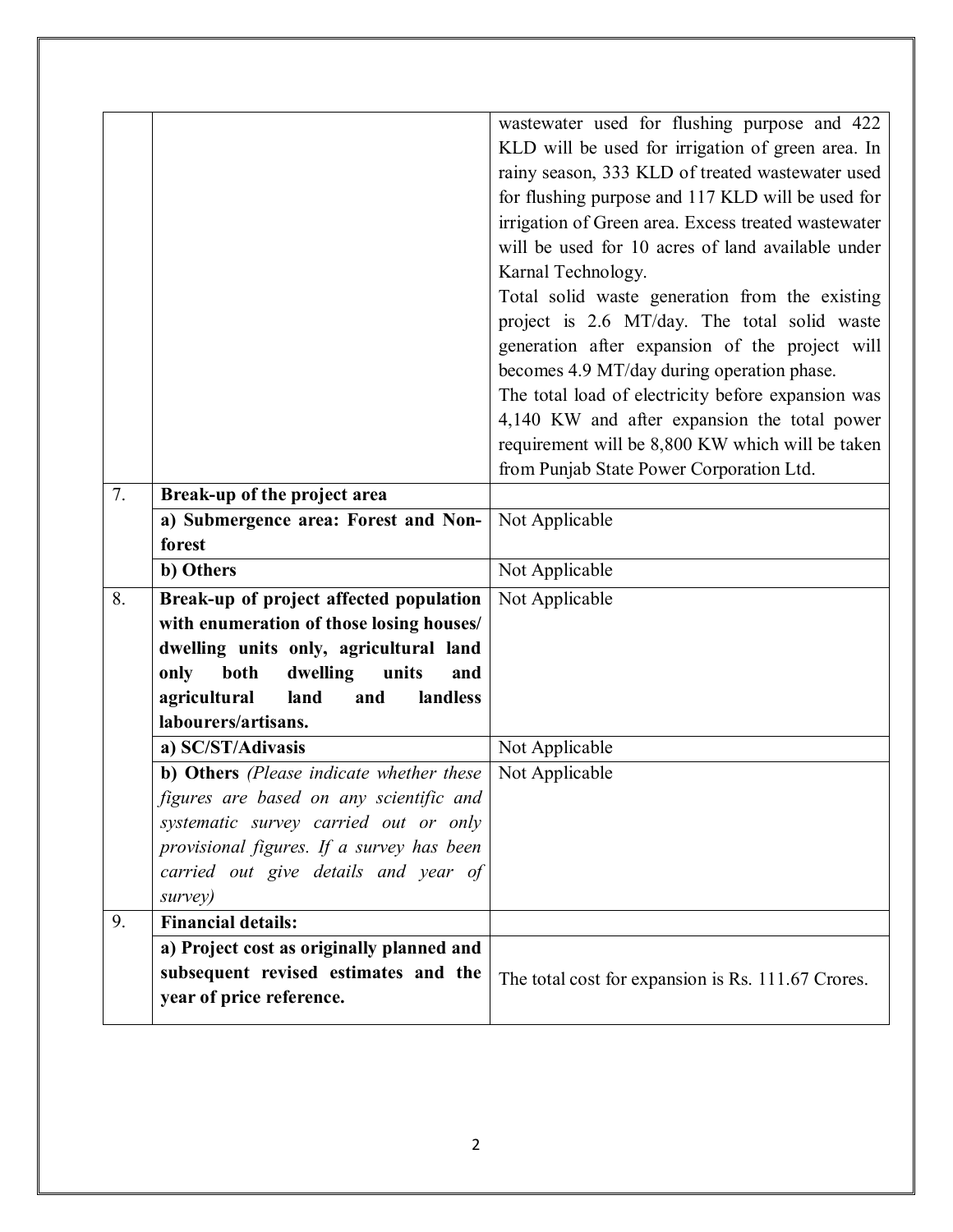| | | |
|---|---|---|
| | | wastewater used for flushing purpose and 422 KLD will be used for irrigation of green area. In rainy season, 333 KLD of treated wastewater used for flushing purpose and 117 KLD will be used for irrigation of Green area. Excess treated wastewater will be used for 10 acres of land available under Karnal Technology.<br>Total solid waste generation from the existing project is 2.6 MT/day. The total solid waste generation after expansion of the project will becomes 4.9 MT/day during operation phase.<br>The total load of electricity before expansion was 4,140 KW and after expansion the total power requirement will be 8,800 KW which will be taken from Punjab State Power Corporation Ltd. |
| 7. | **Break-up of the project area** | |
| | **a) Submergence area: Forest and Non-forest** | Not Applicable |
| | **b) Others** | Not Applicable |
| 8. | **Break-up of project affected population with enumeration of those losing houses/ dwelling units only, agricultural land only both dwelling units and agricultural land and landless labourers/artisans.** | Not Applicable |
| | **a) SC/ST/Adivasis** | Not Applicable |
| | **b) Others** *(Please indicate whether these figures are based on any scientific and systematic survey carried out or only provisional figures. If a survey has been carried out give details and year of survey)* | Not Applicable |
| 9. | **Financial details:** | |
| | **a) Project cost as originally planned and subsequent revised estimates and the year of price reference.** | The total cost for expansion is Rs. 111.67 Crores. |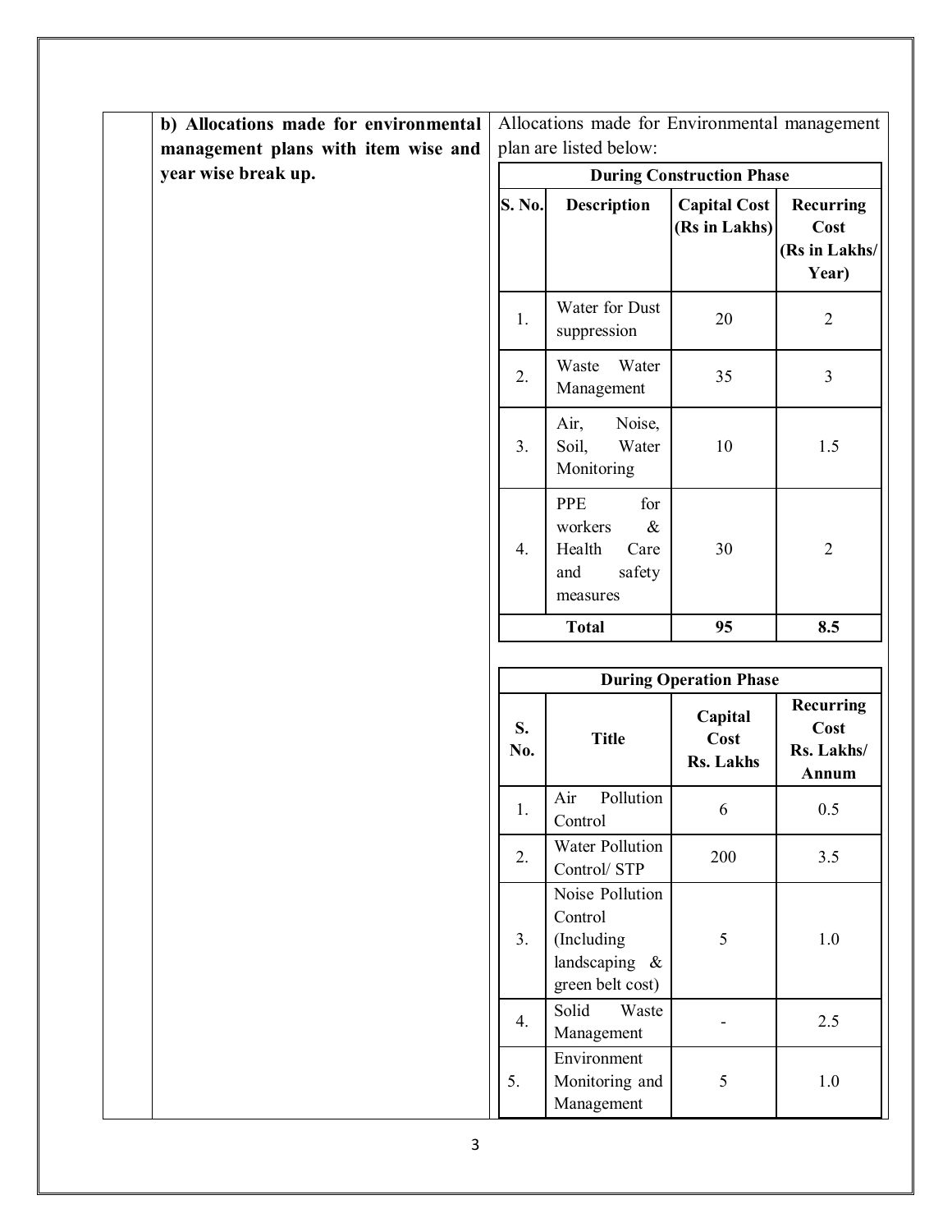**b) Allocations made for environmental management plans with item wise and year wise break up.**

Allocations made for Environmental management plan are listed below:

**During Construction Phase**

| S. No. | Description | Capital Cost (Rs in Lakhs) | Recurring Cost (Rs in Lakhs/ Year) |
|---|---|---|---|
| 1. | Water for Dust suppression | 20 | 2 |
| 2. | Waste Water Management | 35 | 3 |
| 3. | Air, Noise, Soil, Water Monitoring | 10 | 1.5 |
| 4. | PPE for workers & Health Care and safety measures | 30 | 2 |
| | **Total** | **95** | **8.5** |

**During Operation Phase**

| S. No. | Title | Capital Cost Rs. Lakhs | Recurring Cost Rs. Lakhs/ Annum |
|---|---|---|---|
| 1. | Air Pollution Control | 6 | 0.5 |
| 2. | Water Pollution Control/ STP | 200 | 3.5 |
| 3. | Noise Pollution Control (Including landscaping & green belt cost) | 5 | 1.0 |
| 4. | Solid Waste Management | - | 2.5 |
| 5. | Environment Monitoring and Management | 5 | 1.0 |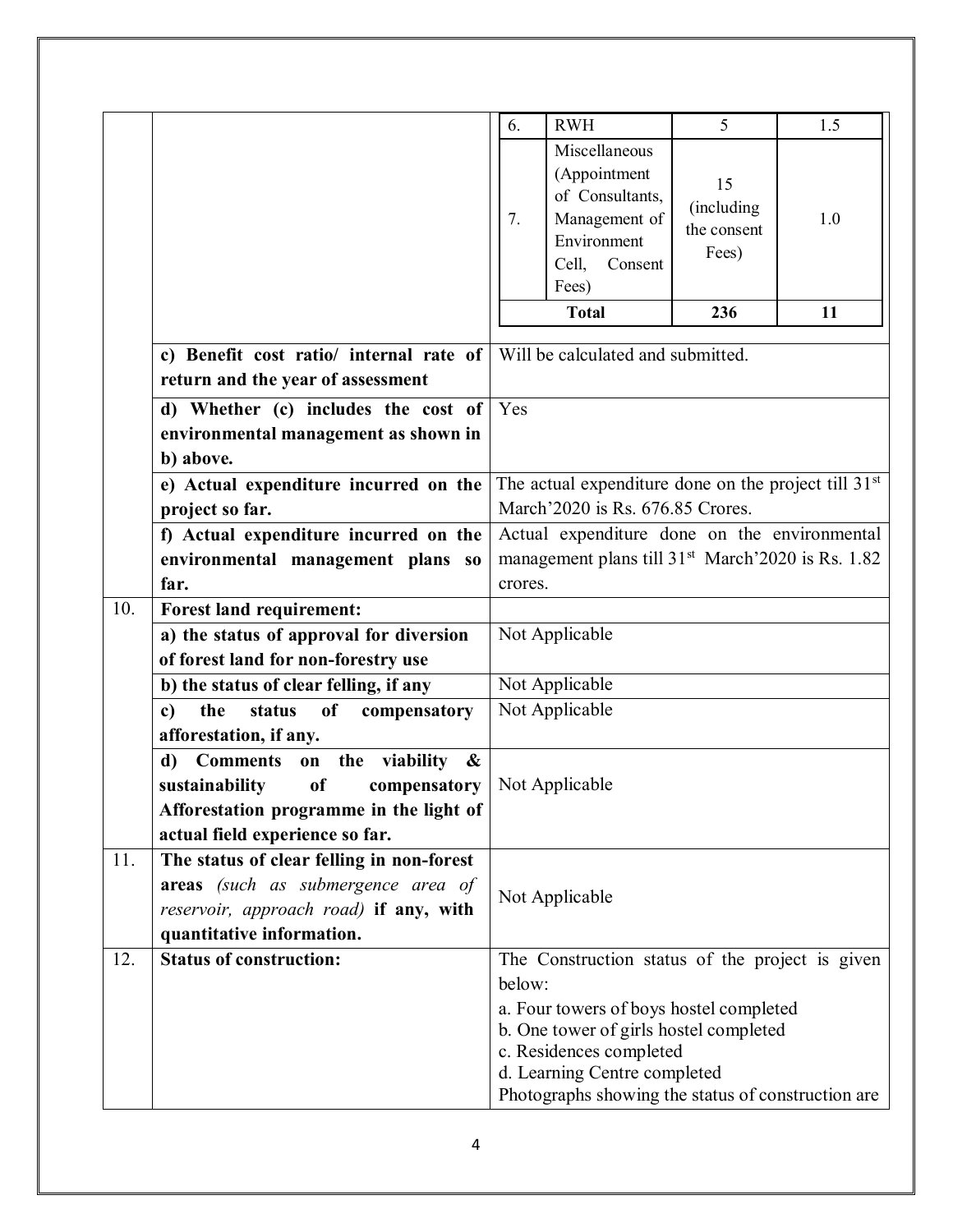| 6. | RWH | 5 | 1.5 |
|---|---|---|---|
| 7. | Miscellaneous (Appointment of Consultants, Management of Environment Cell, Consent Fees) | 15 (including the consent Fees) | 1.0 |
| | **Total** | **236** | **11** |

| | | |
|---|---|---|
| | **c) Benefit cost ratio/ internal rate of return and the year of assessment** | Will be calculated and submitted. |
| | **d) Whether (c) includes the cost of environmental management as shown in b) above.** | Yes |
| | **e) Actual expenditure incurred on the project so far.** | The actual expenditure done on the project till 31st March'2020 is Rs. 676.85 Crores. |
| | **f) Actual expenditure incurred on the environmental management plans so far.** | Actual expenditure done on the environmental management plans till 31st March'2020 is Rs. 1.82 crores. |
| 10. | **Forest land requirement:** | |
| | **a) the status of approval for diversion of forest land for non-forestry use** | Not Applicable |
| | **b) the status of clear felling, if any** | Not Applicable |
| | **c) the status of compensatory afforestation, if any.** | Not Applicable |
| | **d) Comments on the viability & sustainability of compensatory Afforestation programme in the light of actual field experience so far.** | Not Applicable |
| 11. | **The status of clear felling in non-forest areas** *(such as submergence area of reservoir, approach road)* **if any, with quantitative information.** | Not Applicable |
| 12. | **Status of construction:** | The Construction status of the project is given below:<br>a. Four towers of boys hostel completed<br>b. One tower of girls hostel completed<br>c. Residences completed<br>d. Learning Centre completed<br>Photographs showing the status of construction are |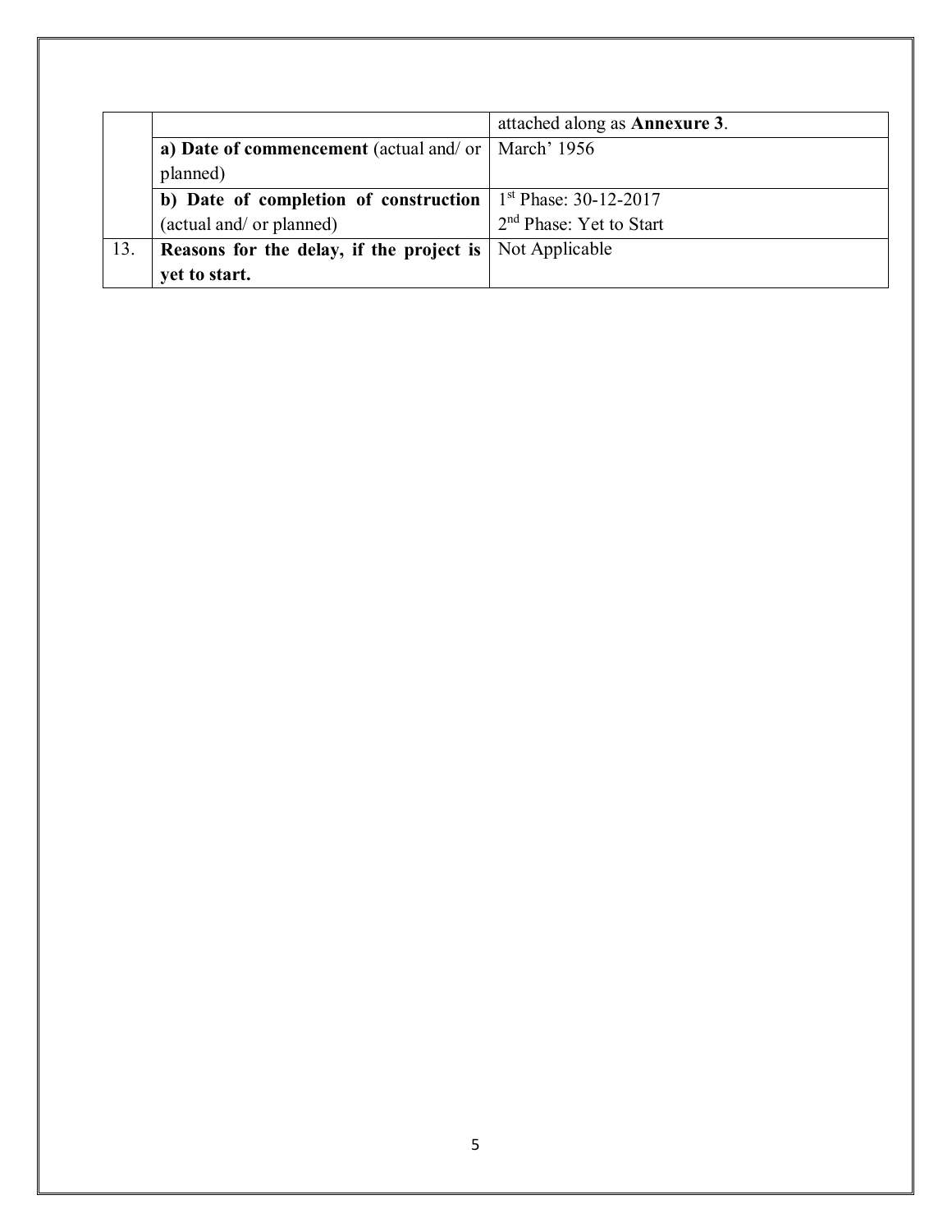| | | |
|---|---|---|
| | | attached along as **Annexure 3**. |
| | **a) Date of commencement** (actual and/ or planned) | March' 1956 |
| | **b) Date of completion of construction** (actual and/ or planned) | 1st Phase: 30-12-2017<br>2nd Phase: Yet to Start |
| 13. | **Reasons for the delay, if the project is yet to start.** | Not Applicable |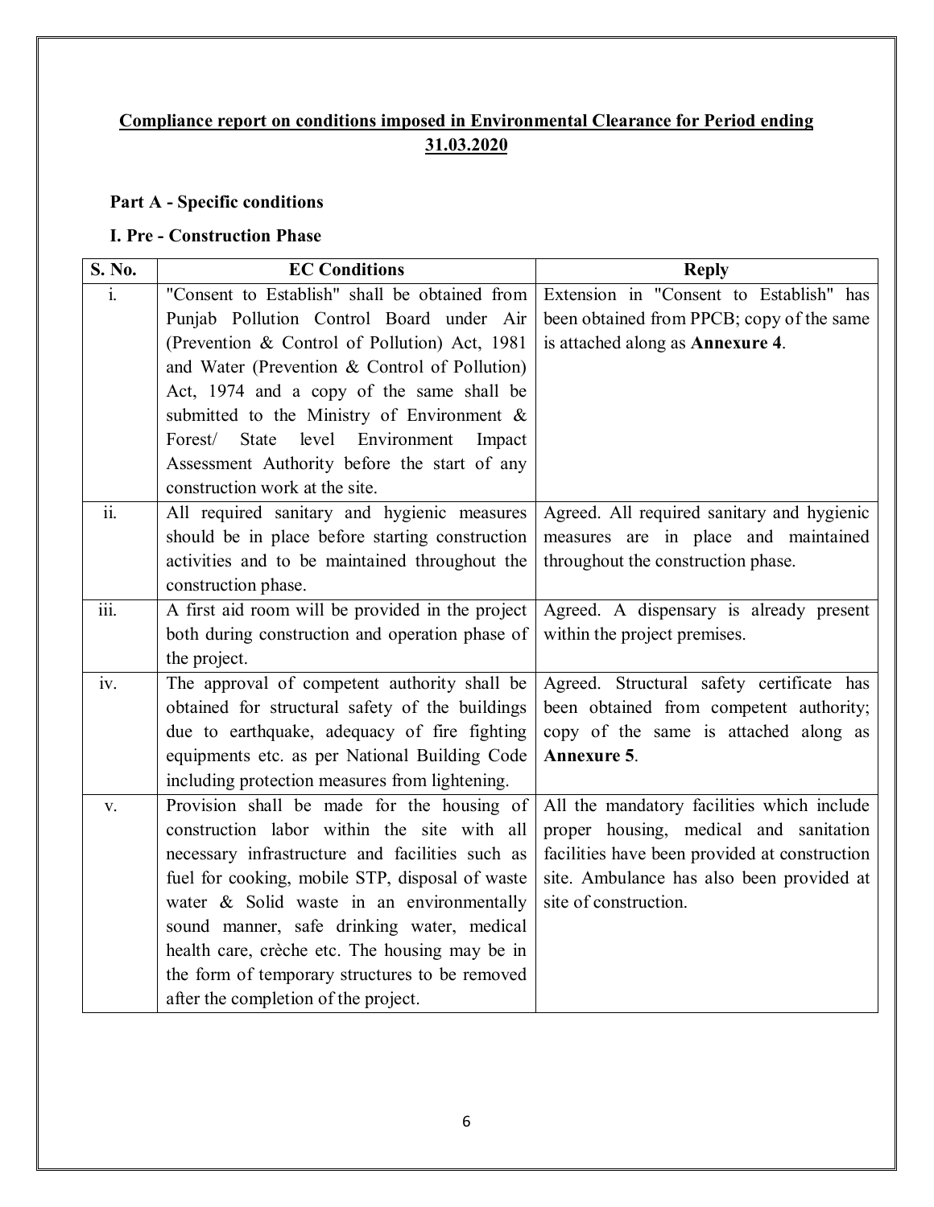## Compliance report on conditions imposed in Environmental Clearance for Period ending 31.03.2020

### Part A - Specific conditions

### I. Pre - Construction Phase

| S. No. | EC Conditions | Reply |
|---|---|---|
| i. | "Consent to Establish" shall be obtained from Punjab Pollution Control Board under Air (Prevention & Control of Pollution) Act, 1981 and Water (Prevention & Control of Pollution) Act, 1974 and a copy of the same shall be submitted to the Ministry of Environment & Forest/ State level Environment Impact Assessment Authority before the start of any construction work at the site. | Extension in "Consent to Establish" has been obtained from PPCB; copy of the same is attached along as **Annexure 4**. |
| ii. | All required sanitary and hygienic measures should be in place before starting construction activities and to be maintained throughout the construction phase. | Agreed. All required sanitary and hygienic measures are in place and maintained throughout the construction phase. |
| iii. | A first aid room will be provided in the project both during construction and operation phase of the project. | Agreed. A dispensary is already present within the project premises. |
| iv. | The approval of competent authority shall be obtained for structural safety of the buildings due to earthquake, adequacy of fire fighting equipments etc. as per National Building Code including protection measures from lightening. | Agreed. Structural safety certificate has been obtained from competent authority; copy of the same is attached along as **Annexure 5**. |
| v. | Provision shall be made for the housing of construction labor within the site with all necessary infrastructure and facilities such as fuel for cooking, mobile STP, disposal of waste water & Solid waste in an environmentally sound manner, safe drinking water, medical health care, crèche etc. The housing may be in the form of temporary structures to be removed after the completion of the project. | All the mandatory facilities which include proper housing, medical and sanitation facilities have been provided at construction site. Ambulance has also been provided at site of construction. |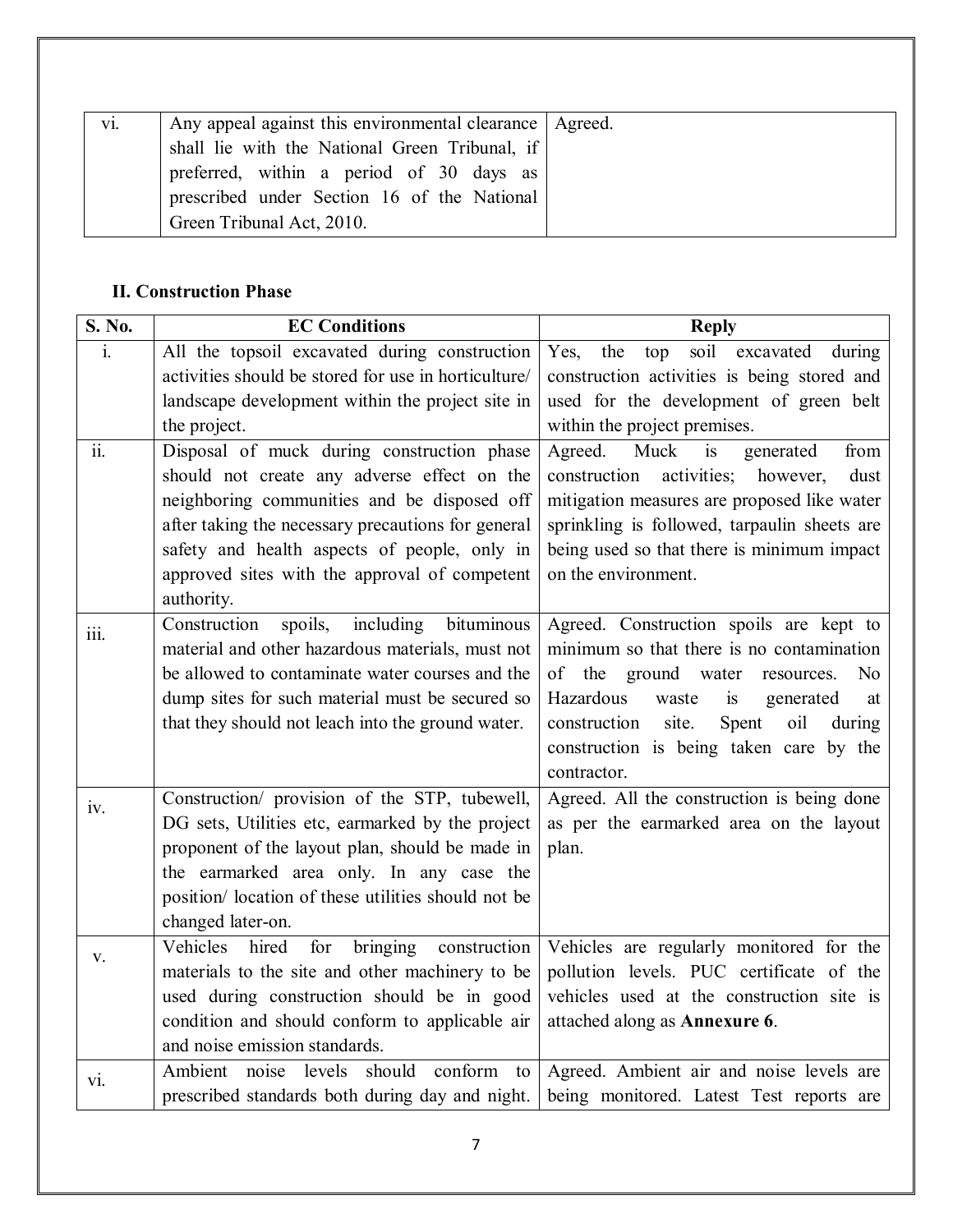| vi. | Any appeal against this environmental clearance shall lie with the National Green Tribunal, if preferred, within a period of 30 days as prescribed under Section 16 of the National Green Tribunal Act, 2010. | Agreed. |
|---|---|---|

**II. Construction Phase**

| S. No. | EC Conditions | Reply |
|---|---|---|
| i. | All the topsoil excavated during construction activities should be stored for use in horticulture/ landscape development within the project site in the project. | Yes, the top soil excavated during construction activities is being stored and used for the development of green belt within the project premises. |
| ii. | Disposal of muck during construction phase should not create any adverse effect on the neighboring communities and be disposed off after taking the necessary precautions for general safety and health aspects of people, only in approved sites with the approval of competent authority. | Agreed. Muck is generated from construction activities; however, dust mitigation measures are proposed like water sprinkling is followed, tarpaulin sheets are being used so that there is minimum impact on the environment. |
| iii. | Construction spoils, including bituminous material and other hazardous materials, must not be allowed to contaminate water courses and the dump sites for such material must be secured so that they should not leach into the ground water. | Agreed. Construction spoils are kept to minimum so that there is no contamination of the ground water resources. No Hazardous waste is generated at construction site. Spent oil during construction is being taken care by the contractor. |
| iv. | Construction/ provision of the STP, tubewell, DG sets, Utilities etc, earmarked by the project proponent of the layout plan, should be made in the earmarked area only. In any case the position/ location of these utilities should not be changed later-on. | Agreed. All the construction is being done as per the earmarked area on the layout plan. |
| v. | Vehicles hired for bringing construction materials to the site and other machinery to be used during construction should be in good condition and should conform to applicable air and noise emission standards. | Vehicles are regularly monitored for the pollution levels. PUC certificate of the vehicles used at the construction site is attached along as **Annexure 6**. |
| vi. | Ambient noise levels should conform to prescribed standards both during day and night. | Agreed. Ambient air and noise levels are being monitored. Latest Test reports are |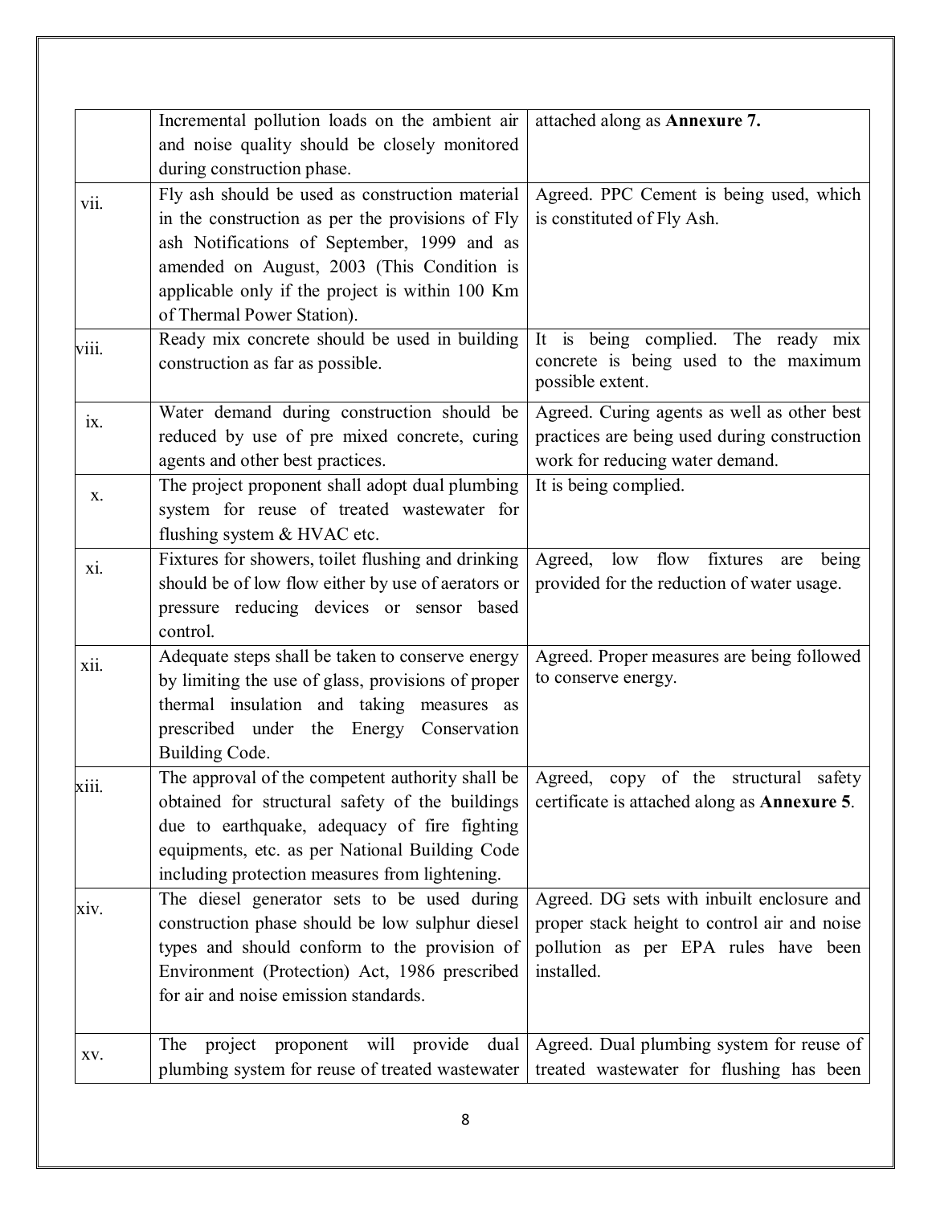| | | |
|---|---|---|
| | Incremental pollution loads on the ambient air and noise quality should be closely monitored during construction phase. | attached along as **Annexure 7.** |
| vii. | Fly ash should be used as construction material in the construction as per the provisions of Fly ash Notifications of September, 1999 and as amended on August, 2003 (This Condition is applicable only if the project is within 100 Km of Thermal Power Station). | Agreed. PPC Cement is being used, which is constituted of Fly Ash. |
| viii. | Ready mix concrete should be used in building construction as far as possible. | It is being complied. The ready mix concrete is being used to the maximum possible extent. |
| ix. | Water demand during construction should be reduced by use of pre mixed concrete, curing agents and other best practices. | Agreed. Curing agents as well as other best practices are being used during construction work for reducing water demand. |
| x. | The project proponent shall adopt dual plumbing system for reuse of treated wastewater for flushing system & HVAC etc. | It is being complied. |
| xi. | Fixtures for showers, toilet flushing and drinking should be of low flow either by use of aerators or pressure reducing devices or sensor based control. | Agreed, low flow fixtures are being provided for the reduction of water usage. |
| xii. | Adequate steps shall be taken to conserve energy by limiting the use of glass, provisions of proper thermal insulation and taking measures as prescribed under the Energy Conservation Building Code. | Agreed. Proper measures are being followed to conserve energy. |
| xiii. | The approval of the competent authority shall be obtained for structural safety of the buildings due to earthquake, adequacy of fire fighting equipments, etc. as per National Building Code including protection measures from lightening. | Agreed, copy of the structural safety certificate is attached along as **Annexure 5**. |
| xiv. | The diesel generator sets to be used during construction phase should be low sulphur diesel types and should conform to the provision of Environment (Protection) Act, 1986 prescribed for air and noise emission standards. | Agreed. DG sets with inbuilt enclosure and proper stack height to control air and noise pollution as per EPA rules have been installed. |
| xv. | The project proponent will provide dual plumbing system for reuse of treated wastewater | Agreed. Dual plumbing system for reuse of treated wastewater for flushing has been |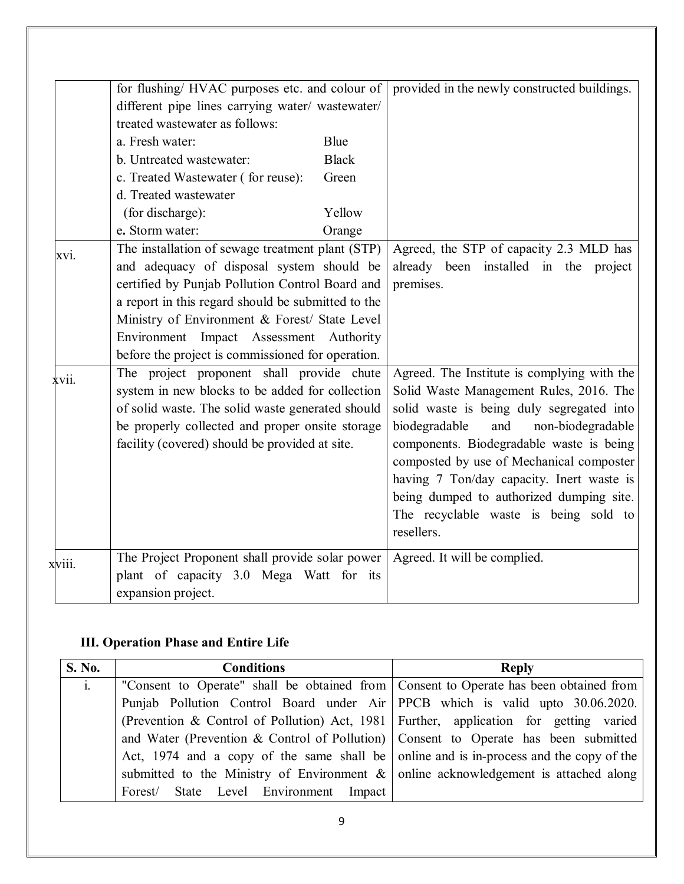|  |  |  |
|---|---|---|
|  | for flushing/ HVAC purposes etc. and colour of different pipe lines carrying water/ wastewater/ treated wastewater as follows:<br>a. Fresh water: Blue<br>b. Untreated wastewater: Black<br>c. Treated Wastewater ( for reuse): Green<br>d. Treated wastewater (for discharge): Yellow<br>e. Storm water: Orange | provided in the newly constructed buildings. |
| xvi. | The installation of sewage treatment plant (STP) and adequacy of disposal system should be certified by Punjab Pollution Control Board and a report in this regard should be submitted to the Ministry of Environment & Forest/ State Level Environment Impact Assessment Authority before the project is commissioned for operation. | Agreed, the STP of capacity 2.3 MLD has already been installed in the project premises. |
| xvii. | The project proponent shall provide chute system in new blocks to be added for collection of solid waste. The solid waste generated should be properly collected and proper onsite storage facility (covered) should be provided at site. | Agreed. The Institute is complying with the Solid Waste Management Rules, 2016. The solid waste is being duly segregated into biodegradable and non-biodegradable components. Biodegradable waste is being composted by use of Mechanical composter having 7 Ton/day capacity. Inert waste is being dumped to authorized dumping site. The recyclable waste is being sold to resellers. |
| xviii. | The Project Proponent shall provide solar power plant of capacity 3.0 Mega Watt for its expansion project. | Agreed. It will be complied. |

### III. Operation Phase and Entire Life

| S. No. | Conditions | Reply |
|---|---|---|
| i. | "Consent to Operate" shall be obtained from Punjab Pollution Control Board under Air (Prevention & Control of Pollution) Act, 1981 and Water (Prevention & Control of Pollution) Act, 1974 and a copy of the same shall be submitted to the Ministry of Environment & Forest/ State Level Environment Impact | Consent to Operate has been obtained from PPCB which is valid upto 30.06.2020. Further, application for getting varied Consent to Operate has been submitted online and is in-process and the copy of the online acknowledgement is attached along |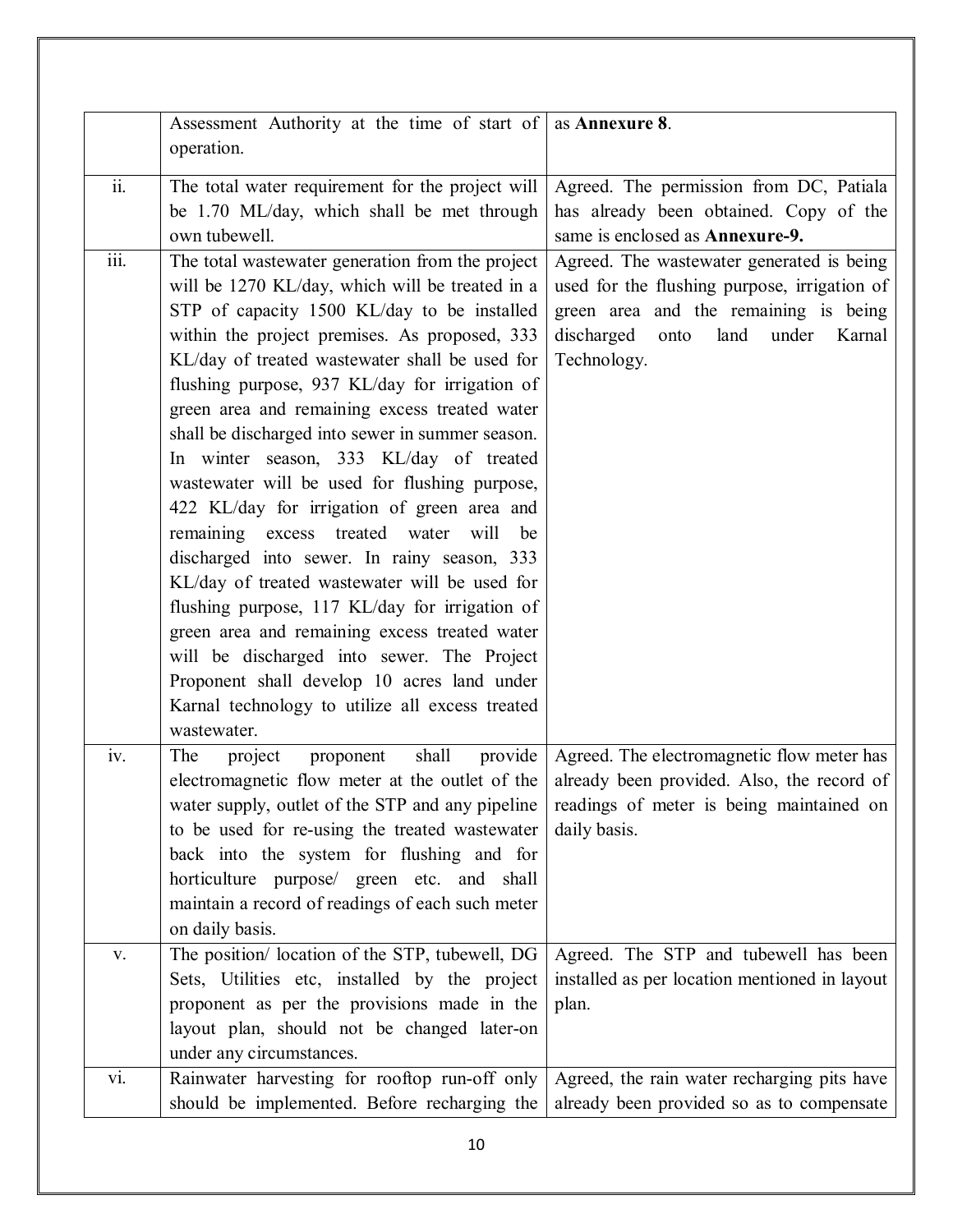| | | |
|---|---|---|
| | Assessment Authority at the time of start of operation. | as **Annexure 8**. |
| ii. | The total water requirement for the project will be 1.70 ML/day, which shall be met through own tubewell. | Agreed. The permission from DC, Patiala has already been obtained. Copy of the same is enclosed as **Annexure-9.** |
| iii. | The total wastewater generation from the project will be 1270 KL/day, which will be treated in a STP of capacity 1500 KL/day to be installed within the project premises. As proposed, 333 KL/day of treated wastewater shall be used for flushing purpose, 937 KL/day for irrigation of green area and remaining excess treated water shall be discharged into sewer in summer season. In winter season, 333 KL/day of treated wastewater will be used for flushing purpose, 422 KL/day for irrigation of green area and remaining excess treated water will be discharged into sewer. In rainy season, 333 KL/day of treated wastewater will be used for flushing purpose, 117 KL/day for irrigation of green area and remaining excess treated water will be discharged into sewer. The Project Proponent shall develop 10 acres land under Karnal technology to utilize all excess treated wastewater. | Agreed. The wastewater generated is being used for the flushing purpose, irrigation of green area and the remaining is being discharged onto land under Karnal Technology. |
| iv. | The project proponent shall provide electromagnetic flow meter at the outlet of the water supply, outlet of the STP and any pipeline to be used for re-using the treated wastewater back into the system for flushing and for horticulture purpose/ green etc. and shall maintain a record of readings of each such meter on daily basis. | Agreed. The electromagnetic flow meter has already been provided. Also, the record of readings of meter is being maintained on daily basis. |
| v. | The position/ location of the STP, tubewell, DG Sets, Utilities etc, installed by the project proponent as per the provisions made in the layout plan, should not be changed later-on under any circumstances. | Agreed. The STP and tubewell has been installed as per location mentioned in layout plan. |
| vi. | Rainwater harvesting for rooftop run-off only should be implemented. Before recharging the | Agreed, the rain water recharging pits have already been provided so as to compensate |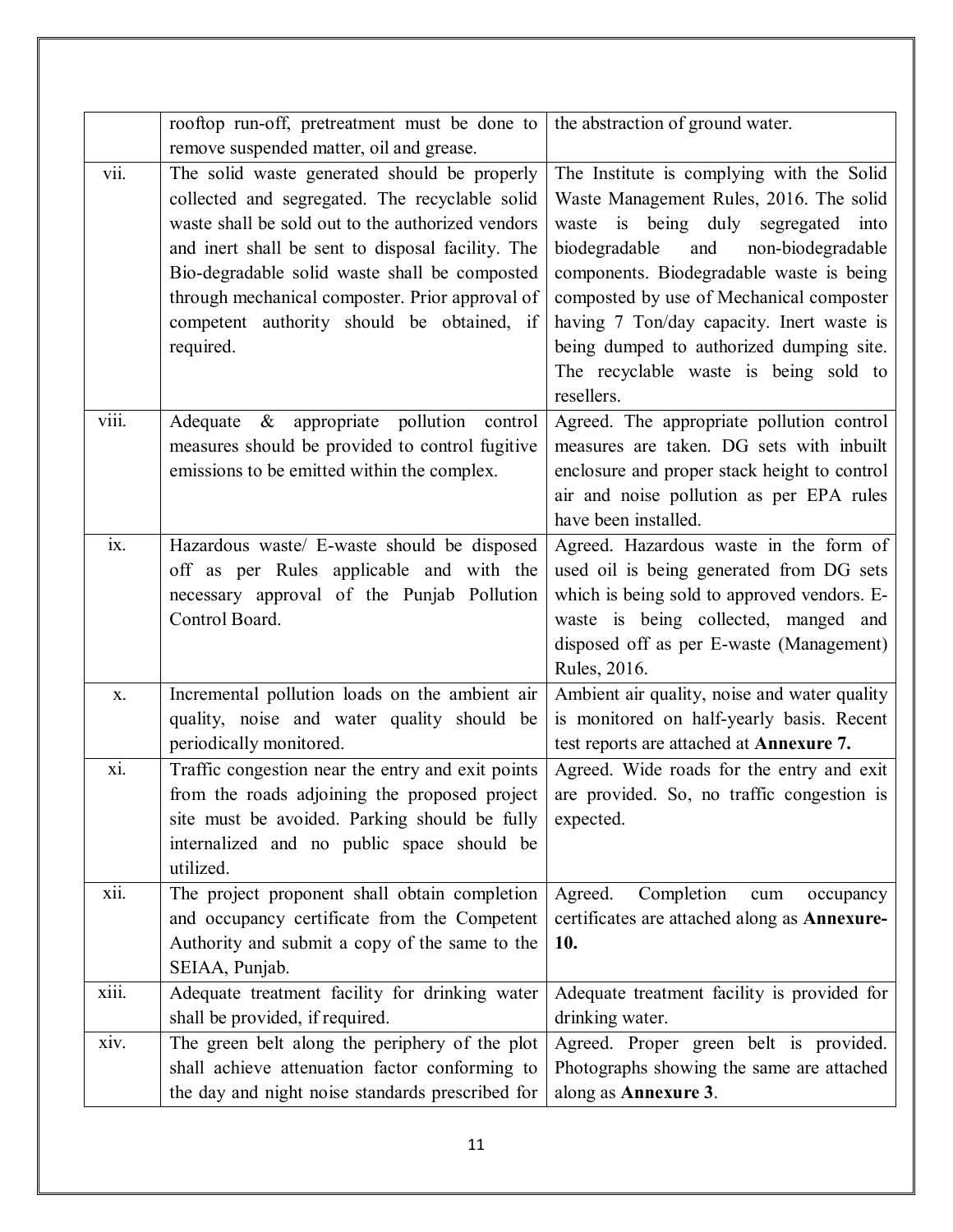| | | |
|---|---|---|
| | rooftop run-off, pretreatment must be done to remove suspended matter, oil and grease. | the abstraction of ground water. |
| vii. | The solid waste generated should be properly collected and segregated. The recyclable solid waste shall be sold out to the authorized vendors and inert shall be sent to disposal facility. The Bio-degradable solid waste shall be composted through mechanical composter. Prior approval of competent authority should be obtained, if required. | The Institute is complying with the Solid Waste Management Rules, 2016. The solid waste is being duly segregated into biodegradable and non-biodegradable components. Biodegradable waste is being composted by use of Mechanical composter having 7 Ton/day capacity. Inert waste is being dumped to authorized dumping site. The recyclable waste is being sold to resellers. |
| viii. | Adequate & appropriate pollution control measures should be provided to control fugitive emissions to be emitted within the complex. | Agreed. The appropriate pollution control measures are taken. DG sets with inbuilt enclosure and proper stack height to control air and noise pollution as per EPA rules have been installed. |
| ix. | Hazardous waste/ E-waste should be disposed off as per Rules applicable and with the necessary approval of the Punjab Pollution Control Board. | Agreed. Hazardous waste in the form of used oil is being generated from DG sets which is being sold to approved vendors. E-waste is being collected, manged and disposed off as per E-waste (Management) Rules, 2016. |
| x. | Incremental pollution loads on the ambient air quality, noise and water quality should be periodically monitored. | Ambient air quality, noise and water quality is monitored on half-yearly basis. Recent test reports are attached at **Annexure 7.** |
| xi. | Traffic congestion near the entry and exit points from the roads adjoining the proposed project site must be avoided. Parking should be fully internalized and no public space should be utilized. | Agreed. Wide roads for the entry and exit are provided. So, no traffic congestion is expected. |
| xii. | The project proponent shall obtain completion and occupancy certificate from the Competent Authority and submit a copy of the same to the SEIAA, Punjab. | Agreed. Completion cum occupancy certificates are attached along as **Annexure-10.** |
| xiii. | Adequate treatment facility for drinking water shall be provided, if required. | Adequate treatment facility is provided for drinking water. |
| xiv. | The green belt along the periphery of the plot shall achieve attenuation factor conforming to the day and night noise standards prescribed for | Agreed. Proper green belt is provided. Photographs showing the same are attached along as **Annexure 3**. |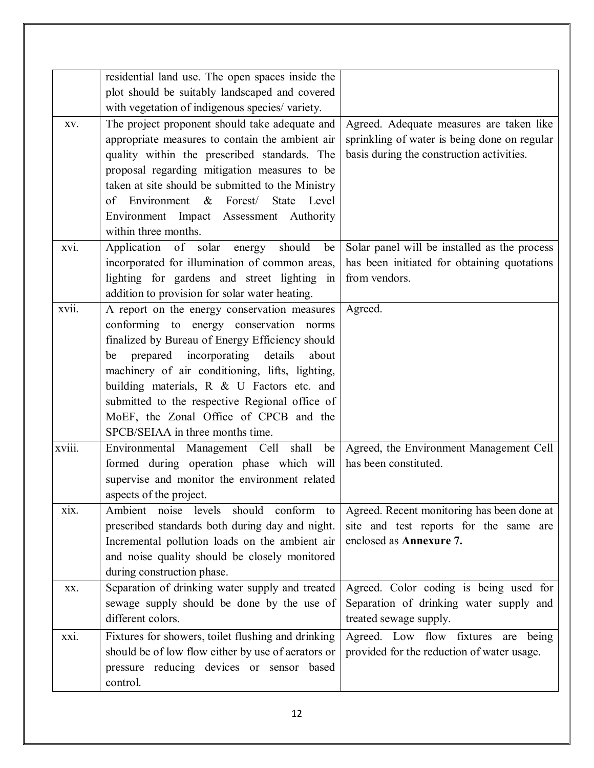| | | |
|---|---|---|
| | residential land use. The open spaces inside the plot should be suitably landscaped and covered with vegetation of indigenous species/ variety. | |
| xv. | The project proponent should take adequate and appropriate measures to contain the ambient air quality within the prescribed standards. The proposal regarding mitigation measures to be taken at site should be submitted to the Ministry of Environment & Forest/ State Level Environment Impact Assessment Authority within three months. | Agreed. Adequate measures are taken like sprinkling of water is being done on regular basis during the construction activities. |
| xvi. | Application of solar energy should be incorporated for illumination of common areas, lighting for gardens and street lighting in addition to provision for solar water heating. | Solar panel will be installed as the process has been initiated for obtaining quotations from vendors. |
| xvii. | A report on the energy conservation measures conforming to energy conservation norms finalized by Bureau of Energy Efficiency should be prepared incorporating details about machinery of air conditioning, lifts, lighting, building materials, R & U Factors etc. and submitted to the respective Regional office of MoEF, the Zonal Office of CPCB and the SPCB/SEIAA in three months time. | Agreed. |
| xviii. | Environmental Management Cell shall be formed during operation phase which will supervise and monitor the environment related aspects of the project. | Agreed, the Environment Management Cell has been constituted. |
| xix. | Ambient noise levels should conform to prescribed standards both during day and night. Incremental pollution loads on the ambient air and noise quality should be closely monitored during construction phase. | Agreed. Recent monitoring has been done at site and test reports for the same are enclosed as **Annexure 7.** |
| xx. | Separation of drinking water supply and treated sewage supply should be done by the use of different colors. | Agreed. Color coding is being used for Separation of drinking water supply and treated sewage supply. |
| xxi. | Fixtures for showers, toilet flushing and drinking should be of low flow either by use of aerators or pressure reducing devices or sensor based control. | Agreed. Low flow fixtures are being provided for the reduction of water usage. |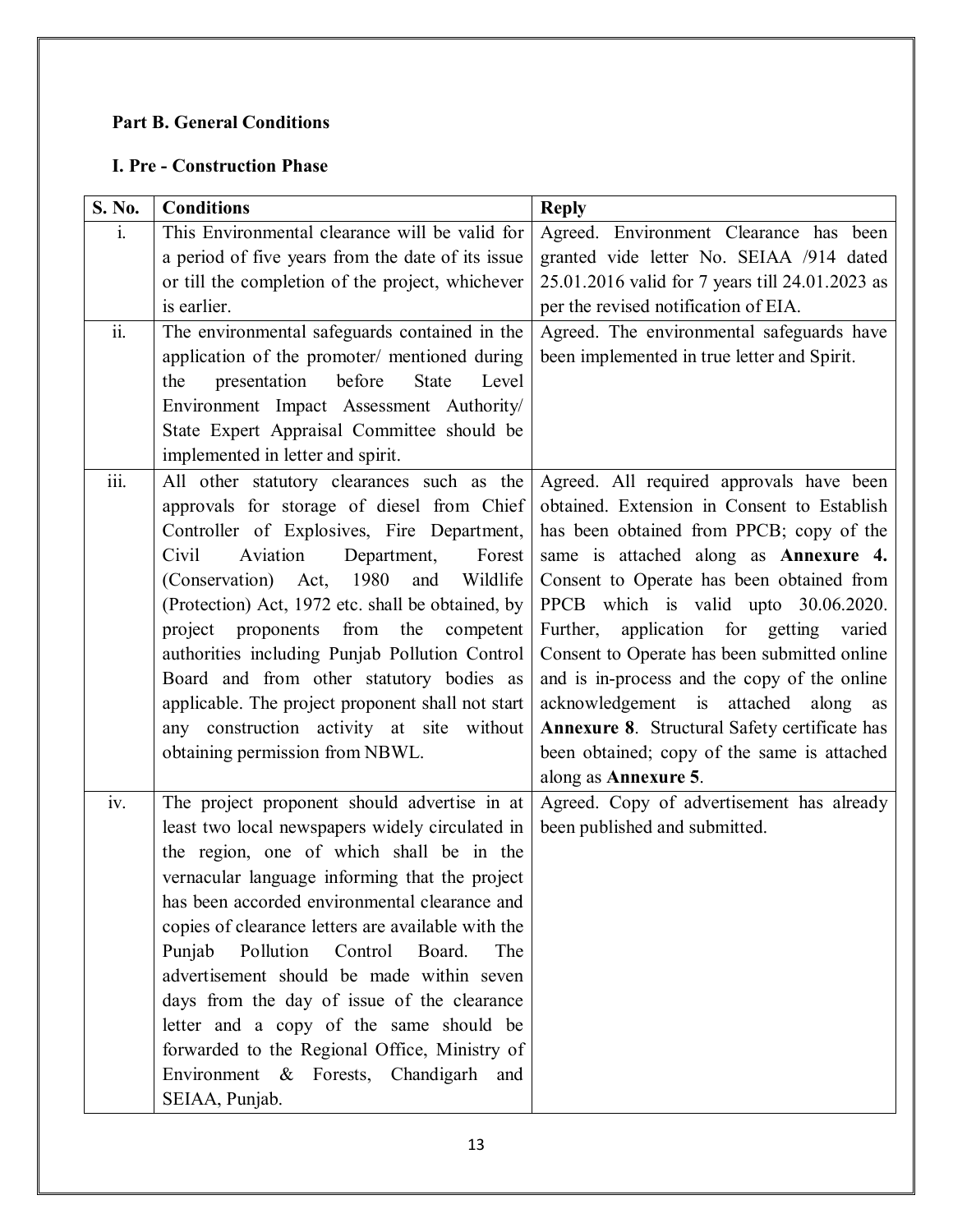**Part B. General Conditions**

**I. Pre - Construction Phase**

| S. No. | Conditions | Reply |
|---|---|---|
| i. | This Environmental clearance will be valid for a period of five years from the date of its issue or till the completion of the project, whichever is earlier. | Agreed. Environment Clearance has been granted vide letter No. SEIAA /914 dated 25.01.2016 valid for 7 years till 24.01.2023 as per the revised notification of EIA. |
| ii. | The environmental safeguards contained in the application of the promoter/ mentioned during the presentation before State Level Environment Impact Assessment Authority/ State Expert Appraisal Committee should be implemented in letter and spirit. | Agreed. The environmental safeguards have been implemented in true letter and Spirit. |
| iii. | All other statutory clearances such as the approvals for storage of diesel from Chief Controller of Explosives, Fire Department, Civil Aviation Department, Forest (Conservation) Act, 1980 and Wildlife (Protection) Act, 1972 etc. shall be obtained, by project proponents from the competent authorities including Punjab Pollution Control Board and from other statutory bodies as applicable. The project proponent shall not start any construction activity at site without obtaining permission from NBWL. | Agreed. All required approvals have been obtained. Extension in Consent to Establish has been obtained from PPCB; copy of the same is attached along as **Annexure 4.** Consent to Operate has been obtained from PPCB which is valid upto 30.06.2020. Further, application for getting varied Consent to Operate has been submitted online and is in-process and the copy of the online acknowledgement is attached along as **Annexure 8**. Structural Safety certificate has been obtained; copy of the same is attached along as **Annexure 5**. |
| iv. | The project proponent should advertise in at least two local newspapers widely circulated in the region, one of which shall be in the vernacular language informing that the project has been accorded environmental clearance and copies of clearance letters are available with the Punjab Pollution Control Board. The advertisement should be made within seven days from the day of issue of the clearance letter and a copy of the same should be forwarded to the Regional Office, Ministry of Environment & Forests, Chandigarh and SEIAA, Punjab. | Agreed. Copy of advertisement has already been published and submitted. |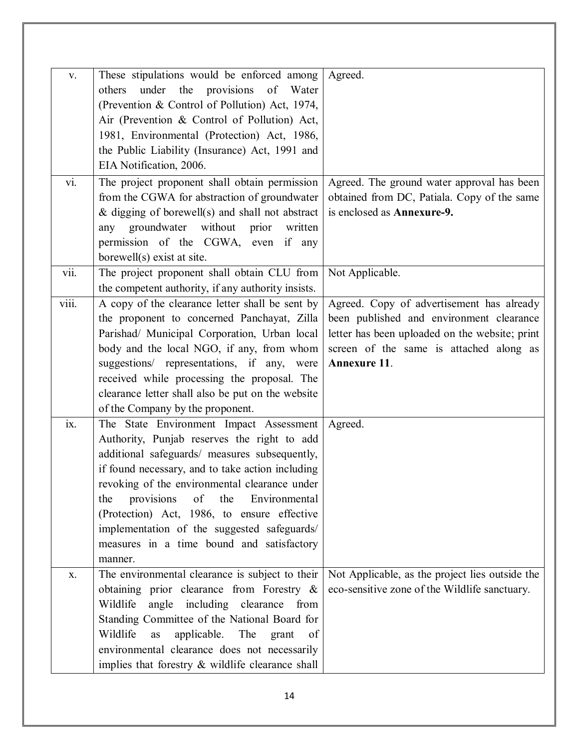| | | |
|---|---|---|
| v. | These stipulations would be enforced among others under the provisions of Water (Prevention & Control of Pollution) Act, 1974, Air (Prevention & Control of Pollution) Act, 1981, Environmental (Protection) Act, 1986, the Public Liability (Insurance) Act, 1991 and EIA Notification, 2006. | Agreed. |
| vi. | The project proponent shall obtain permission from the CGWA for abstraction of groundwater & digging of borewell(s) and shall not abstract any groundwater without prior written permission of the CGWA, even if any borewell(s) exist at site. | Agreed. The ground water approval has been obtained from DC, Patiala. Copy of the same is enclosed as **Annexure-9.** |
| vii. | The project proponent shall obtain CLU from the competent authority, if any authority insists. | Not Applicable. |
| viii. | A copy of the clearance letter shall be sent by the proponent to concerned Panchayat, Zilla Parishad/ Municipal Corporation, Urban local body and the local NGO, if any, from whom suggestions/ representations, if any, were received while processing the proposal. The clearance letter shall also be put on the website of the Company by the proponent. | Agreed. Copy of advertisement has already been published and environment clearance letter has been uploaded on the website; print screen of the same is attached along as **Annexure 11**. |
| ix. | The State Environment Impact Assessment Authority, Punjab reserves the right to add additional safeguards/ measures subsequently, if found necessary, and to take action including revoking of the environmental clearance under the provisions of the Environmental (Protection) Act, 1986, to ensure effective implementation of the suggested safeguards/ measures in a time bound and satisfactory manner. | Agreed. |
| x. | The environmental clearance is subject to their obtaining prior clearance from Forestry & Wildlife angle including clearance from Standing Committee of the National Board for Wildlife as applicable. The grant of environmental clearance does not necessarily implies that forestry & wildlife clearance shall | Not Applicable, as the project lies outside the eco-sensitive zone of the Wildlife sanctuary. |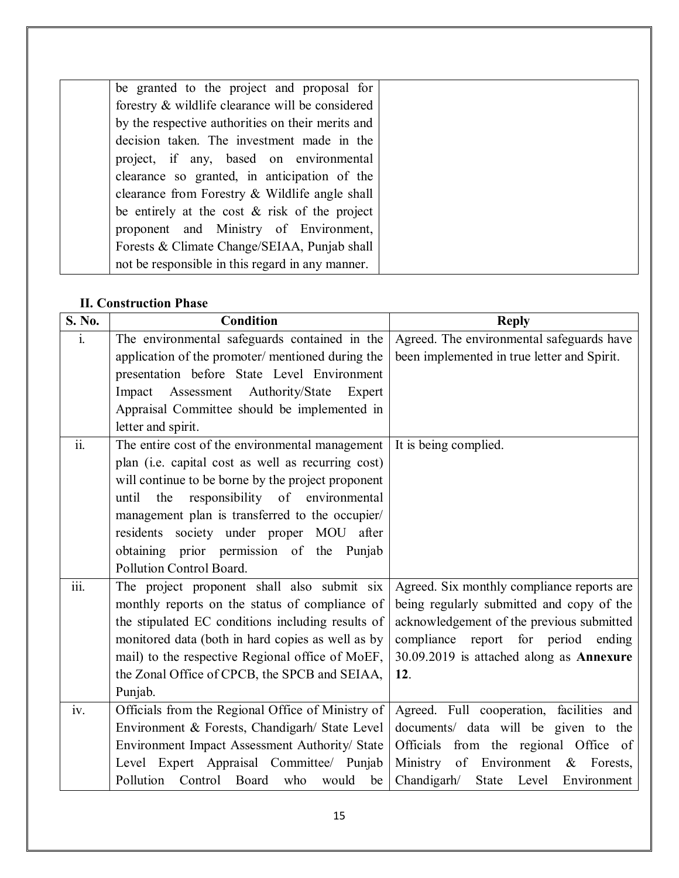| | | |
|---|---|---|
| | be granted to the project and proposal for forestry & wildlife clearance will be considered by the respective authorities on their merits and decision taken. The investment made in the project, if any, based on environmental clearance so granted, in anticipation of the clearance from Forestry & Wildlife angle shall be entirely at the cost & risk of the project proponent and Ministry of Environment, Forests & Climate Change/SEIAA, Punjab shall not be responsible in this regard in any manner. | |

**II. Construction Phase**

| S. No. | Condition | Reply |
|---|---|---|
| i. | The environmental safeguards contained in the application of the promoter/ mentioned during the presentation before State Level Environment Impact Assessment Authority/State Expert Appraisal Committee should be implemented in letter and spirit. | Agreed. The environmental safeguards have been implemented in true letter and Spirit. |
| ii. | The entire cost of the environmental management plan (i.e. capital cost as well as recurring cost) will continue to be borne by the project proponent until the responsibility of environmental management plan is transferred to the occupier/ residents society under proper MOU after obtaining prior permission of the Punjab Pollution Control Board. | It is being complied. |
| iii. | The project proponent shall also submit six monthly reports on the status of compliance of the stipulated EC conditions including results of monitored data (both in hard copies as well as by mail) to the respective Regional office of MoEF, the Zonal Office of CPCB, the SPCB and SEIAA, Punjab. | Agreed. Six monthly compliance reports are being regularly submitted and copy of the acknowledgement of the previous submitted compliance report for period ending 30.09.2019 is attached along as **Annexure 12**. |
| iv. | Officials from the Regional Office of Ministry of Environment & Forests, Chandigarh/ State Level Environment Impact Assessment Authority/ State Level Expert Appraisal Committee/ Punjab Pollution Control Board who would be | Agreed. Full cooperation, facilities and documents/ data will be given to the Officials from the regional Office of Ministry of Environment & Forests, Chandigarh/ State Level Environment |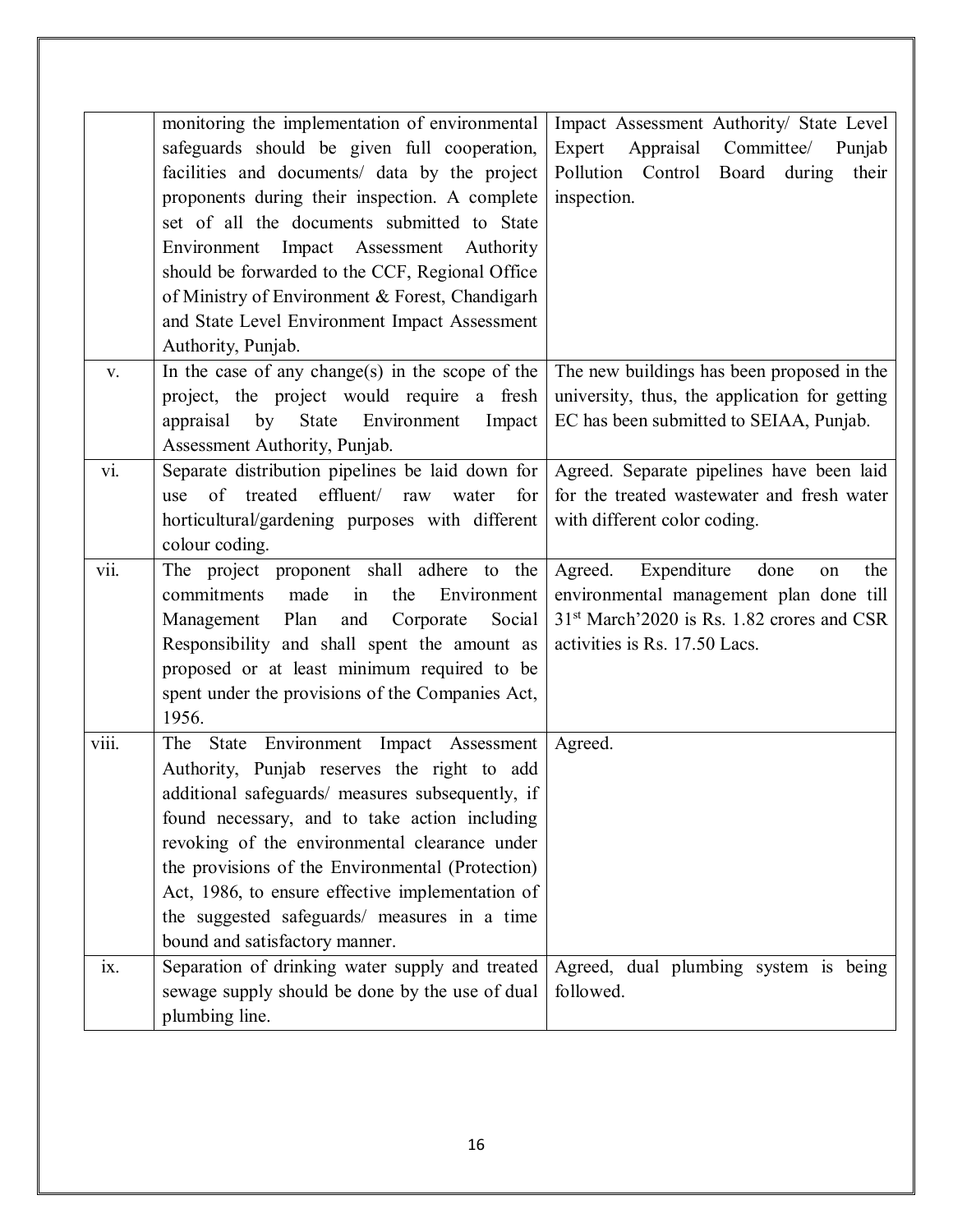| | | |
|---|---|---|
| | monitoring the implementation of environmental safeguards should be given full cooperation, facilities and documents/ data by the project proponents during their inspection. A complete set of all the documents submitted to State Environment Impact Assessment Authority should be forwarded to the CCF, Regional Office of Ministry of Environment & Forest, Chandigarh and State Level Environment Impact Assessment Authority, Punjab. | Impact Assessment Authority/ State Level Expert Appraisal Committee/ Punjab Pollution Control Board during their inspection. |
| v. | In the case of any change(s) in the scope of the project, the project would require a fresh appraisal by State Environment Impact Assessment Authority, Punjab. | The new buildings has been proposed in the university, thus, the application for getting EC has been submitted to SEIAA, Punjab. |
| vi. | Separate distribution pipelines be laid down for use of treated effluent/ raw water for horticultural/gardening purposes with different colour coding. | Agreed. Separate pipelines have been laid for the treated wastewater and fresh water with different color coding. |
| vii. | The project proponent shall adhere to the commitments made in the Environment Management Plan and Corporate Social Responsibility and shall spent the amount as proposed or at least minimum required to be spent under the provisions of the Companies Act, 1956. | Agreed. Expenditure done on the environmental management plan done till 31st March'2020 is Rs. 1.82 crores and CSR activities is Rs. 17.50 Lacs. |
| viii. | The State Environment Impact Assessment Authority, Punjab reserves the right to add additional safeguards/ measures subsequently, if found necessary, and to take action including revoking of the environmental clearance under the provisions of the Environmental (Protection) Act, 1986, to ensure effective implementation of the suggested safeguards/ measures in a time bound and satisfactory manner. | Agreed. |
| ix. | Separation of drinking water supply and treated sewage supply should be done by the use of dual plumbing line. | Agreed, dual plumbing system is being followed. |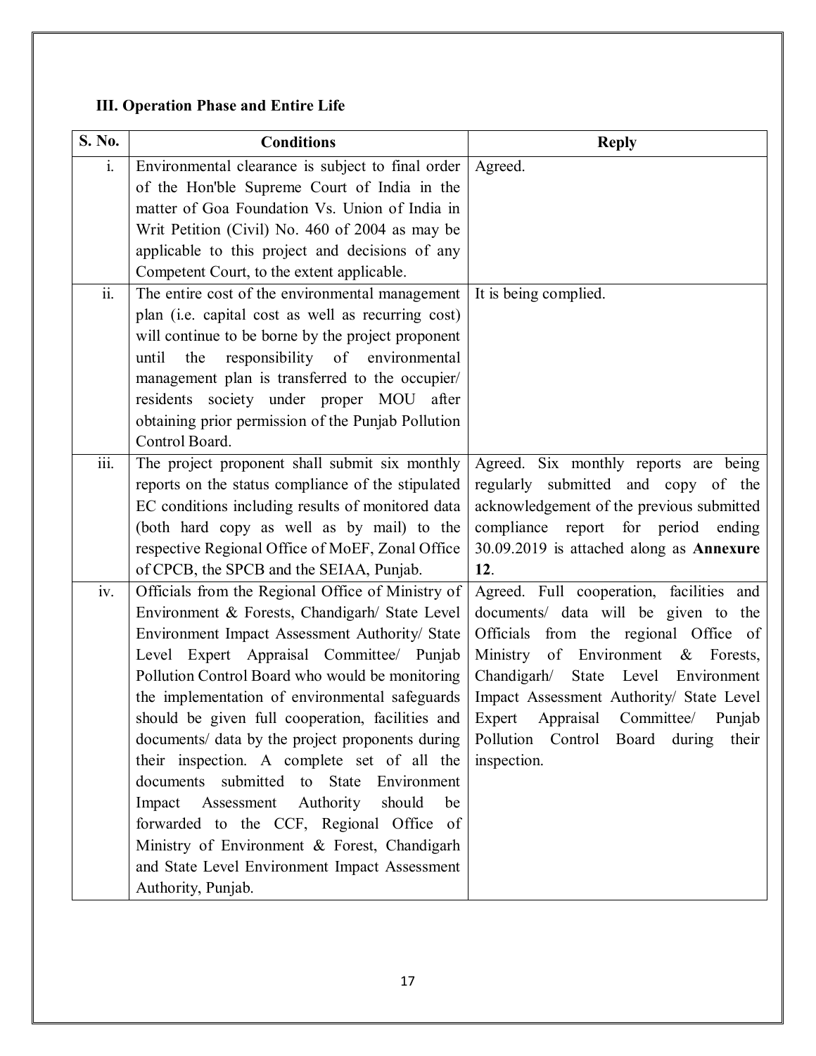### III. Operation Phase and Entire Life

| S. No. | Conditions | Reply |
|---|---|---|
| i. | Environmental clearance is subject to final order of the Hon'ble Supreme Court of India in the matter of Goa Foundation Vs. Union of India in Writ Petition (Civil) No. 460 of 2004 as may be applicable to this project and decisions of any Competent Court, to the extent applicable. | Agreed. |
| ii. | The entire cost of the environmental management plan (i.e. capital cost as well as recurring cost) will continue to be borne by the project proponent until the responsibility of environmental management plan is transferred to the occupier/ residents society under proper MOU after obtaining prior permission of the Punjab Pollution Control Board. | It is being complied. |
| iii. | The project proponent shall submit six monthly reports on the status compliance of the stipulated EC conditions including results of monitored data (both hard copy as well as by mail) to the respective Regional Office of MoEF, Zonal Office of CPCB, the SPCB and the SEIAA, Punjab. | Agreed. Six monthly reports are being regularly submitted and copy of the acknowledgement of the previous submitted compliance report for period ending 30.09.2019 is attached along as **Annexure 12**. |
| iv. | Officials from the Regional Office of Ministry of Environment & Forests, Chandigarh/ State Level Environment Impact Assessment Authority/ State Level Expert Appraisal Committee/ Punjab Pollution Control Board who would be monitoring the implementation of environmental safeguards should be given full cooperation, facilities and documents/ data by the project proponents during their inspection. A complete set of all the documents submitted to State Environment Impact Assessment Authority should be forwarded to the CCF, Regional Office of Ministry of Environment & Forest, Chandigarh and State Level Environment Impact Assessment Authority, Punjab. | Agreed. Full cooperation, facilities and documents/ data will be given to the Officials from the regional Office of Ministry of Environment & Forests, Chandigarh/ State Level Environment Impact Assessment Authority/ State Level Expert Appraisal Committee/ Punjab Pollution Control Board during their inspection. |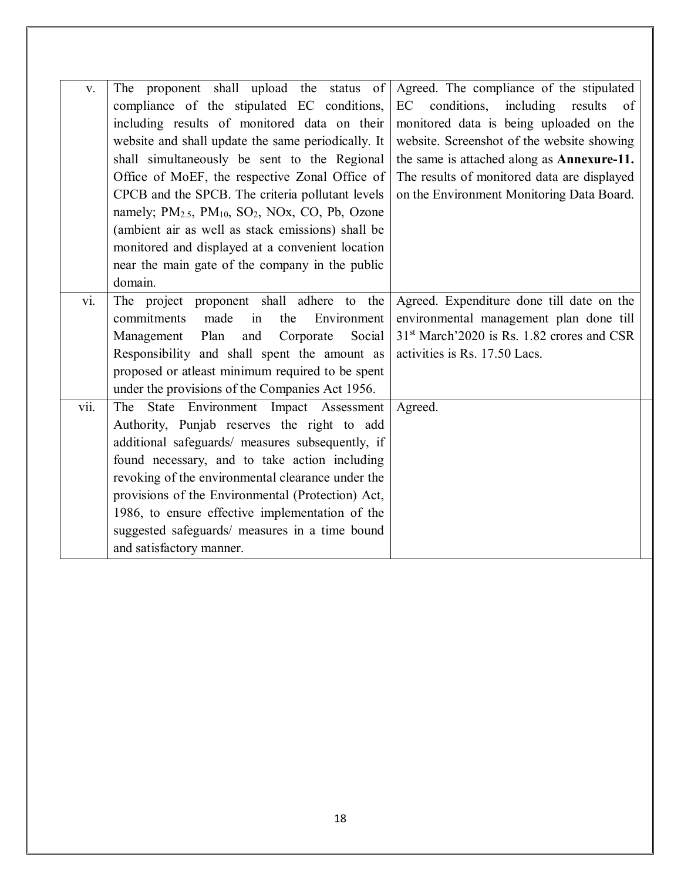| | | |
|---|---|---|
| v. | The proponent shall upload the status of compliance of the stipulated EC conditions, including results of monitored data on their website and shall update the same periodically. It shall simultaneously be sent to the Regional Office of MoEF, the respective Zonal Office of CPCB and the SPCB. The criteria pollutant levels namely; $PM_{2.5}$, $PM_{10}$, $SO_2$, NOx, CO, Pb, Ozone (ambient air as well as stack emissions) shall be monitored and displayed at a convenient location near the main gate of the company in the public domain. | Agreed. The compliance of the stipulated EC conditions, including results of monitored data is being uploaded on the website. Screenshot of the website showing the same is attached along as **Annexure-11.** The results of monitored data are displayed on the Environment Monitoring Data Board. |
| vi. | The project proponent shall adhere to the commitments made in the Environment Management Plan and Corporate Social Responsibility and shall spent the amount as proposed or atleast minimum required to be spent under the provisions of the Companies Act 1956. | Agreed. Expenditure done till date on the environmental management plan done till 31st March'2020 is Rs. 1.82 crores and CSR activities is Rs. 17.50 Lacs. |
| vii. | The State Environment Impact Assessment Authority, Punjab reserves the right to add additional safeguards/ measures subsequently, if found necessary, and to take action including revoking of the environmental clearance under the provisions of the Environmental (Protection) Act, 1986, to ensure effective implementation of the suggested safeguards/ measures in a time bound and satisfactory manner. | Agreed. |